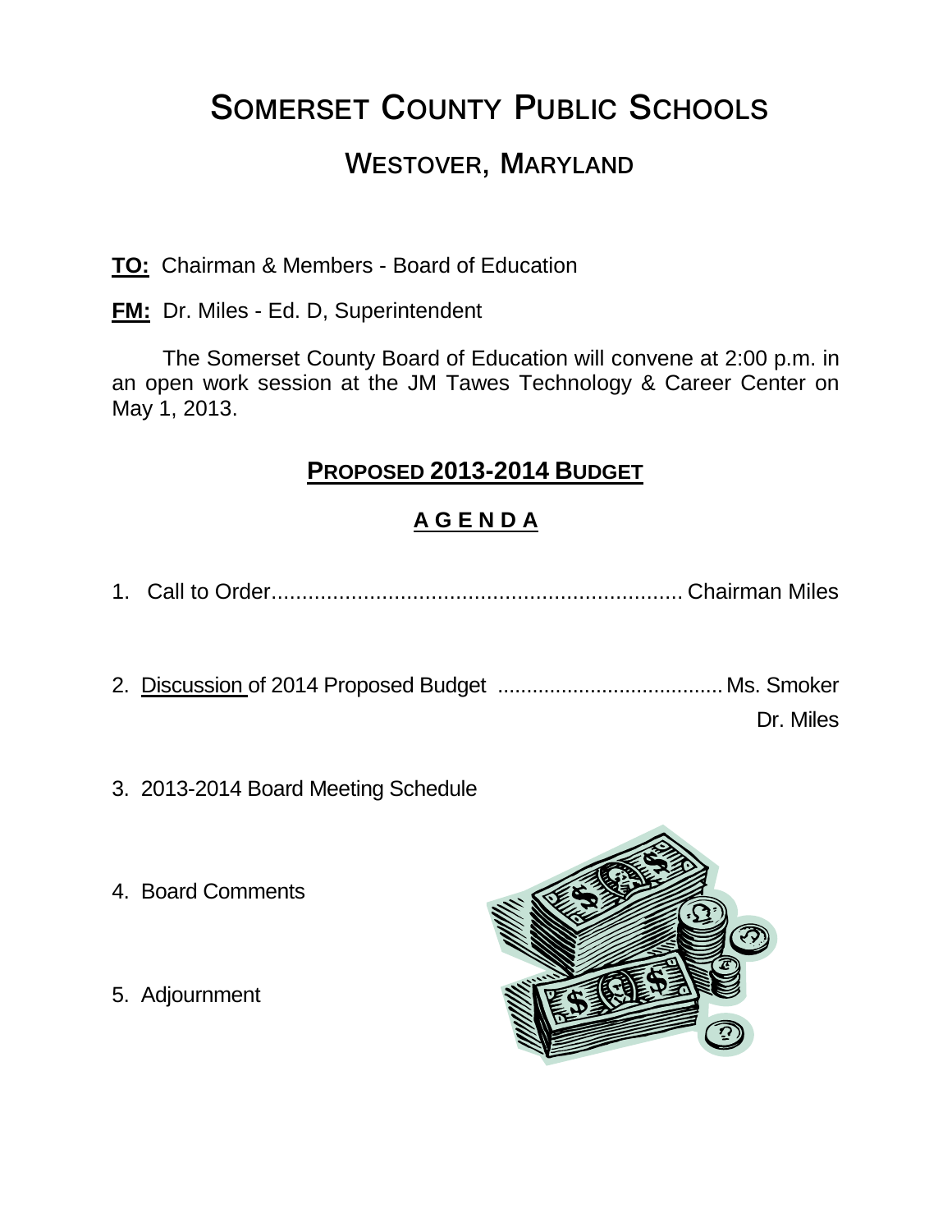# Somerset County Public Schools

## Westover, Maryland

**TO:** Chairman & Members - Board of Education

**FM:** Dr. Miles - Ed. D, Superintendent

The Somerset County Board of Education will convene at 2:00 p.m. in an open work session at the JM Tawes Technology & Career Center on May 1, 2013.

## PROPOSED 2013-2014 BUDGET

## AGENDA

1. Call to Order.................................................................... Chairman Miles

2. Discussion of 2014 Proposed Budget ....................................... Ms. Smoker
   Dr. Miles

3. 2013-2014 Board Meeting Schedule

4. Board Comments

5. Adjournment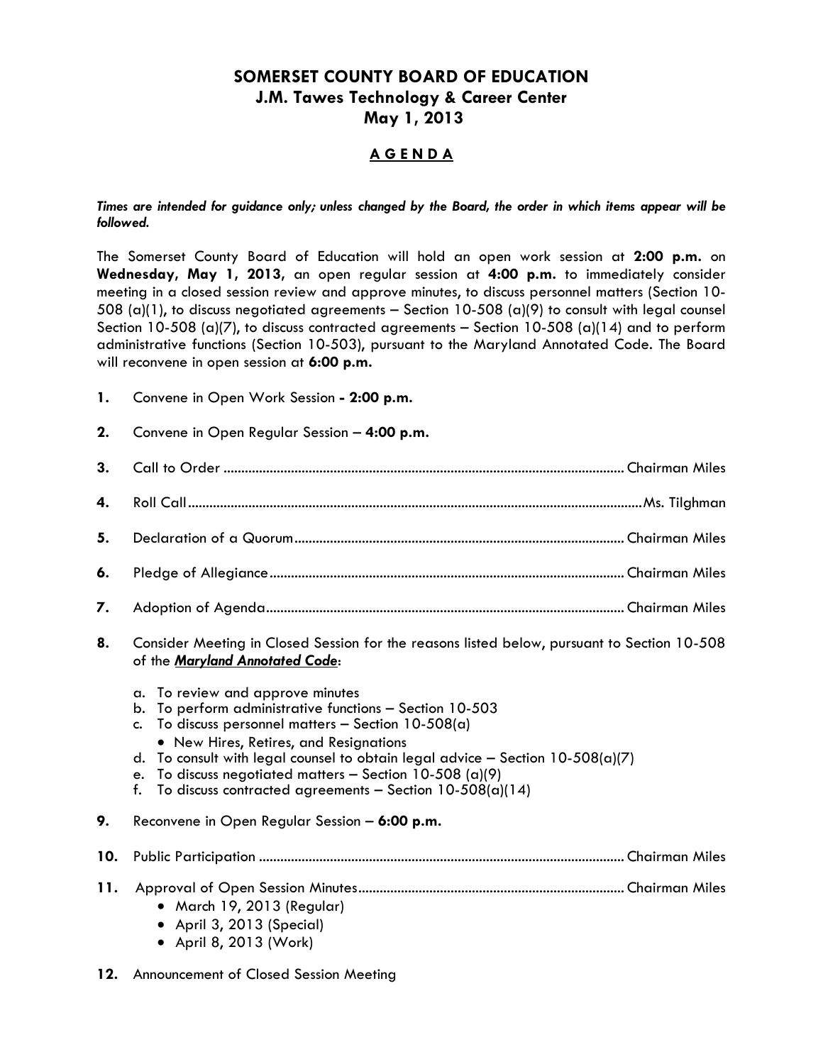# SOMERSET COUNTY BOARD OF EDUCATION
## J.M. Tawes Technology & Career Center
## May 1, 2013

### A G E N D A

***Times are intended for guidance only; unless changed by the Board, the order in which items appear will be followed.***

The Somerset County Board of Education will hold an open work session at **2:00 p.m.** on **Wednesday, May 1, 2013**, an open regular session at **4:00 p.m.** to immediately consider meeting in a closed session review and approve minutes, to discuss personnel matters (Section 10-508 (a)(1), to discuss negotiated agreements – Section 10-508 (a)(9) to consult with legal counsel Section 10-508 (a)(7), to discuss contracted agreements – Section 10-508 (a)(14) and to perform administrative functions (Section 10-503), pursuant to the Maryland Annotated Code. The Board will reconvene in open session at **6:00 p.m.**

**1.** Convene in Open Work Session **- 2:00 p.m.**

**2.** Convene in Open Regular Session – **4:00 p.m.**

**3.** Call to Order .................................................. Chairman Miles

**4.** Roll Call .................................................. Ms. Tilghman

**5.** Declaration of a Quorum .................................................. Chairman Miles

**6.** Pledge of Allegiance .................................................. Chairman Miles

**7.** Adoption of Agenda .................................................. Chairman Miles

**8.** Consider Meeting in Closed Session for the reasons listed below, pursuant to Section 10-508 of the ***Maryland Annotated Code***:

a. To review and approve minutes
b. To perform administrative functions – Section 10-503
c. To discuss personnel matters – Section 10-508(a)
   - New Hires, Retires, and Resignations
d. To consult with legal counsel to obtain legal advice – Section 10-508(a)(7)
e. To discuss negotiated matters – Section 10-508 (a)(9)
f. To discuss contracted agreements – Section 10-508(a)(14)

**9.** Reconvene in Open Regular Session – **6:00 p.m.**

**10.** Public Participation .................................................. Chairman Miles

**11.** Approval of Open Session Minutes .................................................. Chairman Miles
   - March 19, 2013 (Regular)
   - April 3, 2013 (Special)
   - April 8, 2013 (Work)

**12.** Announcement of Closed Session Meeting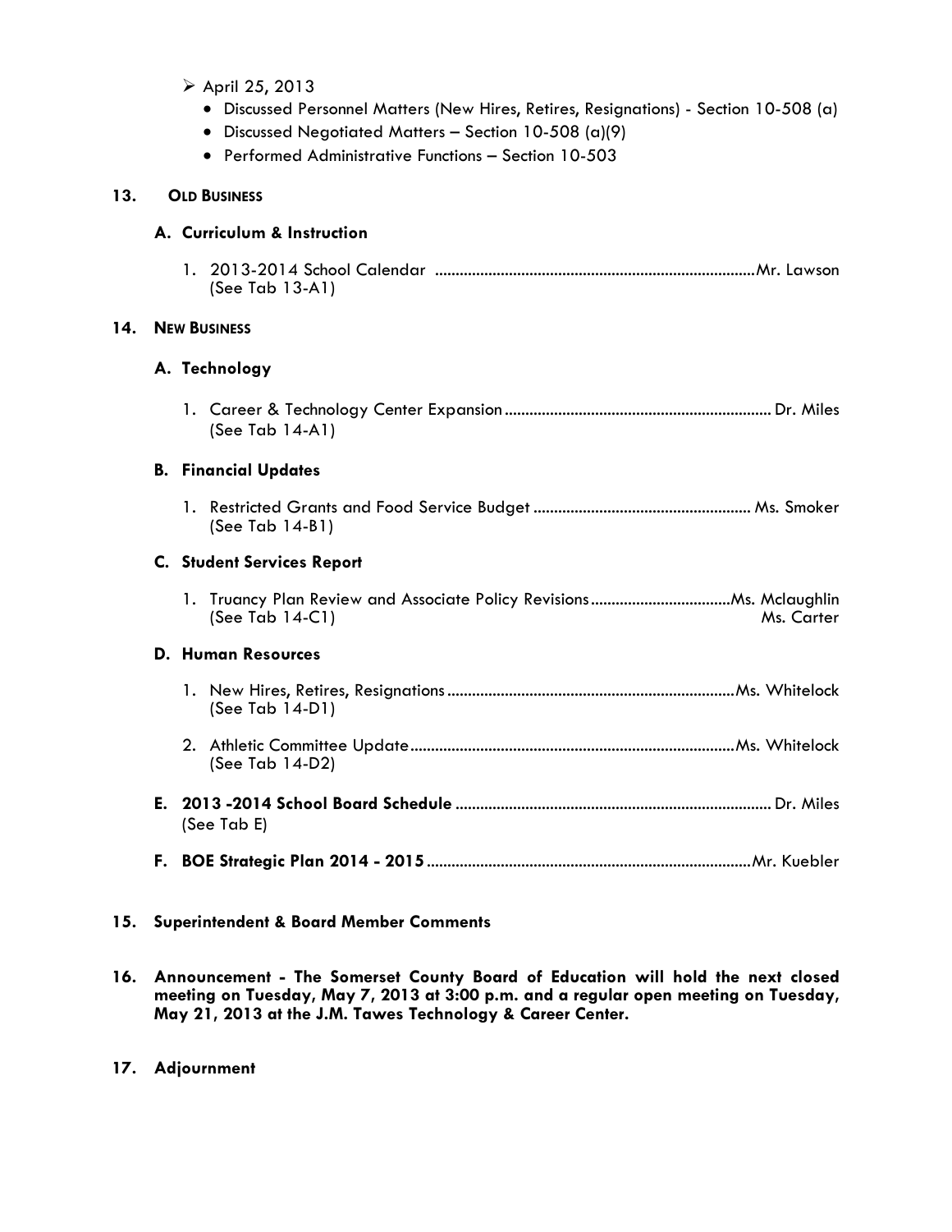- April 25, 2013
  - Discussed Personnel Matters (New Hires, Retires, Resignations) - Section 10-508 (a)
  - Discussed Negotiated Matters – Section 10-508 (a)(9)
  - Performed Administrative Functions – Section 10-503

**13. OLD BUSINESS**

**A. Curriculum & Instruction**

1. 2013-2014 School Calendar ............................................................................Mr. Lawson
   (See Tab 13-A1)

**14. NEW BUSINESS**

**A. Technology**

1. Career & Technology Center Expansion................................................................ Dr. Miles
   (See Tab 14-A1)

**B. Financial Updates**

1. Restricted Grants and Food Service Budget .................................................... Ms. Smoker
   (See Tab 14-B1)

**C. Student Services Report**

1. Truancy Plan Review and Associate Policy Revisions.................................Ms. Mclaughlin
   (See Tab 14-C1) Ms. Carter

**D. Human Resources**

1. New Hires, Retires, Resignations.....................................................................Ms. Whitelock
   (See Tab 14-D1)

2. Athletic Committee Update..............................................................................Ms. Whitelock
   (See Tab 14-D2)

**E. 2013 -2014 School Board Schedule** ............................................................................ Dr. Miles
(See Tab E)

**F. BOE Strategic Plan 2014 - 2015**..............................................................................Mr. Kuebler

**15. Superintendent & Board Member Comments**

**16. Announcement - The Somerset County Board of Education will hold the next closed meeting on Tuesday, May 7, 2013 at 3:00 p.m. and a regular open meeting on Tuesday, May 21, 2013 at the J.M. Tawes Technology & Career Center.**

**17. Adjournment**